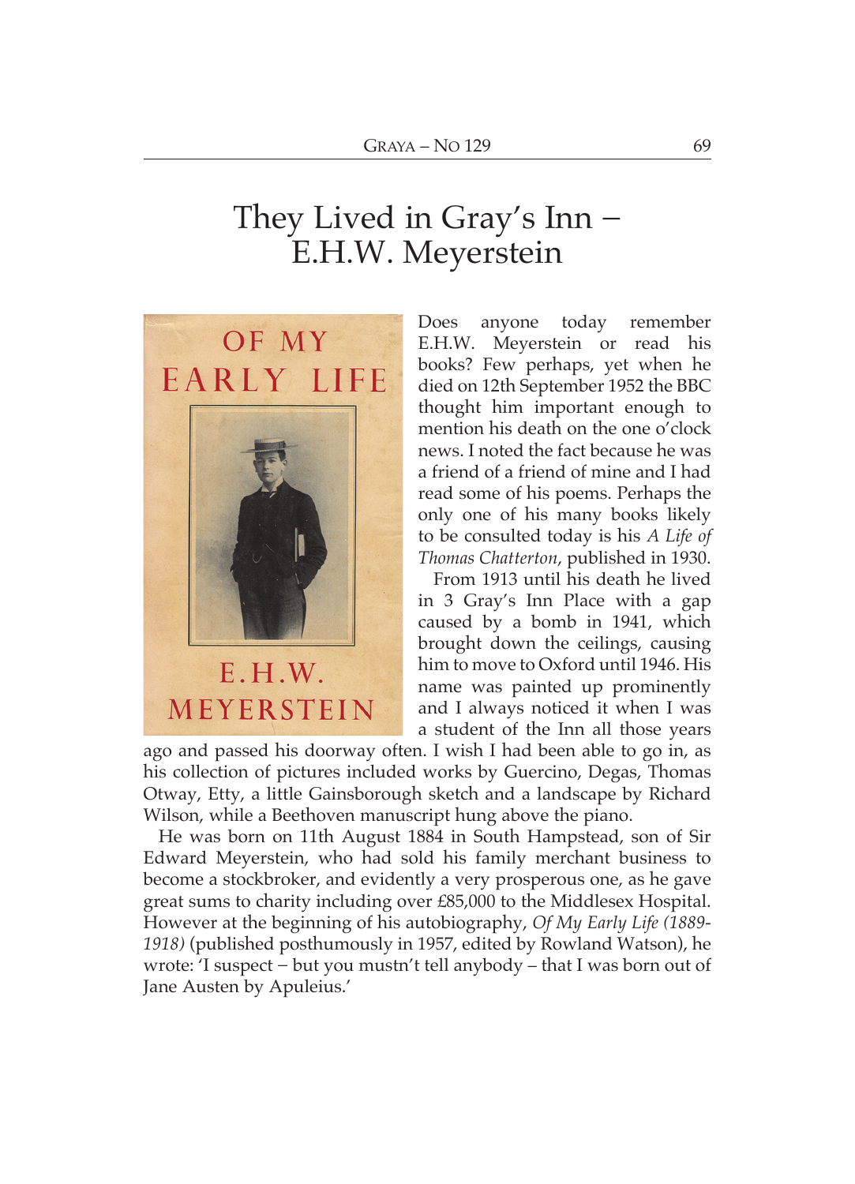# They Lived in Gray's Inn – E.H.W. Meyerstein

Does anyone today remember E.H.W. Meyerstein or read his books? Few perhaps, yet when he died on 12th September 1952 the BBC thought him important enough to mention his death on the one o'clock news. I noted the fact because he was a friend of a friend of mine and I had read some of his poems. Perhaps the only one of his many books likely to be consulted today is his *A Life of Thomas Chatterton*, published in 1930.

From 1913 until his death he lived in 3 Gray's Inn Place with a gap caused by a bomb in 1941, which brought down the ceilings, causing him to move to Oxford until 1946. His name was painted up prominently and I always noticed it when I was a student of the Inn all those years ago and passed his doorway often. I wish I had been able to go in, as his collection of pictures included works by Guercino, Degas, Thomas Otway, Etty, a little Gainsborough sketch and a landscape by Richard Wilson, while a Beethoven manuscript hung above the piano.

He was born on 11th August 1884 in South Hampstead, son of Sir Edward Meyerstein, who had sold his family merchant business to become a stockbroker, and evidently a very prosperous one, as he gave great sums to charity including over £85,000 to the Middlesex Hospital. However at the beginning of his autobiography, *Of My Early Life (1889-1918)* (published posthumously in 1957, edited by Rowland Watson), he wrote: 'I suspect – but you mustn't tell anybody – that I was born out of Jane Austen by Apuleius.'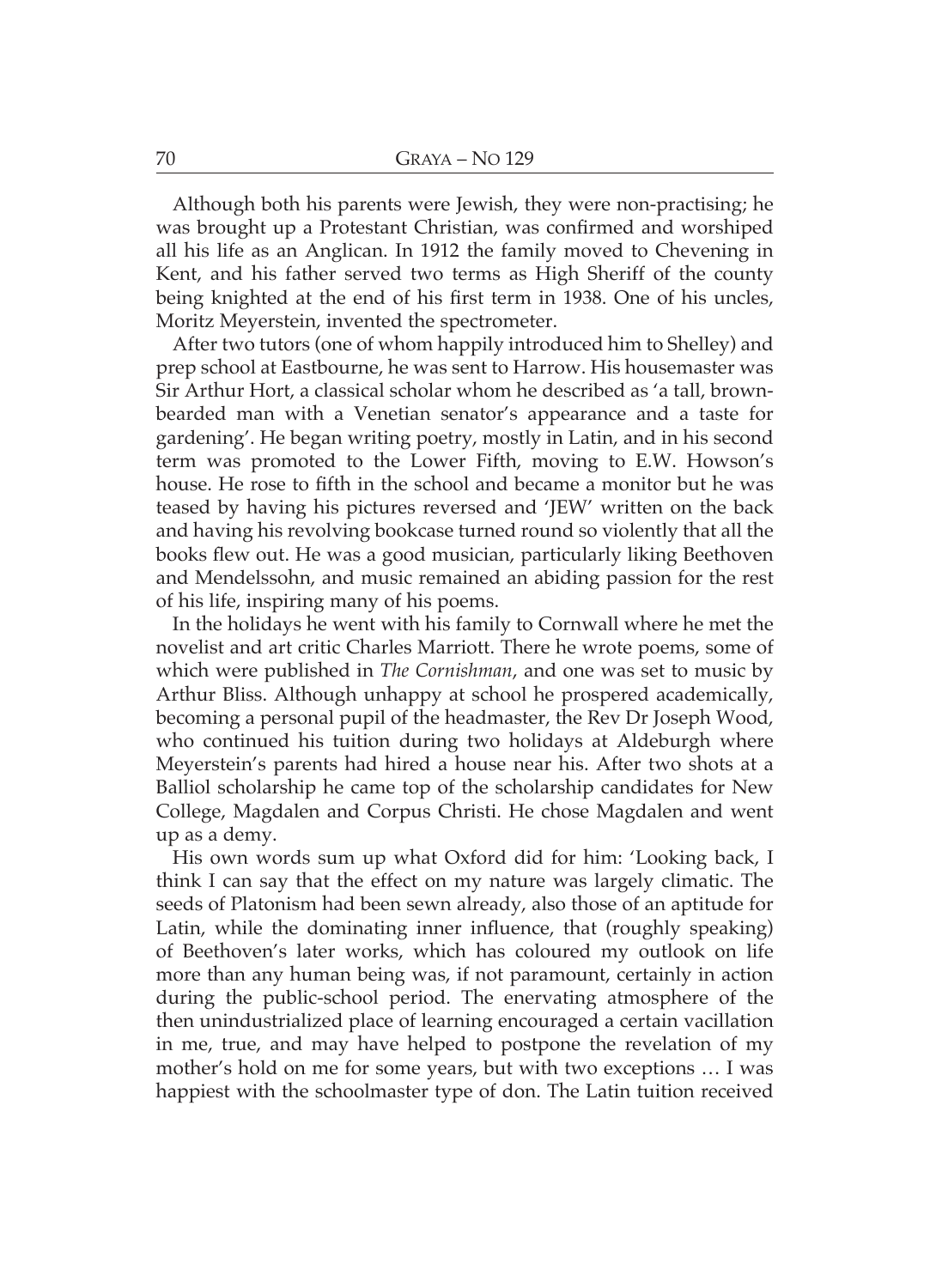Although both his parents were Jewish, they were non-practising; he was brought up a Protestant Christian, was confirmed and worshiped all his life as an Anglican. In 1912 the family moved to Chevening in Kent, and his father served two terms as High Sheriff of the county being knighted at the end of his first term in 1938. One of his uncles, Moritz Meyerstein, invented the spectrometer.

After two tutors (one of whom happily introduced him to Shelley) and prep school at Eastbourne, he was sent to Harrow. His housemaster was Sir Arthur Hort, a classical scholar whom he described as 'a tall, brown-bearded man with a Venetian senator's appearance and a taste for gardening'. He began writing poetry, mostly in Latin, and in his second term was promoted to the Lower Fifth, moving to E.W. Howson's house. He rose to fifth in the school and became a monitor but he was teased by having his pictures reversed and 'JEW' written on the back and having his revolving bookcase turned round so violently that all the books flew out. He was a good musician, particularly liking Beethoven and Mendelssohn, and music remained an abiding passion for the rest of his life, inspiring many of his poems.

In the holidays he went with his family to Cornwall where he met the novelist and art critic Charles Marriott. There he wrote poems, some of which were published in *The Cornishman*, and one was set to music by Arthur Bliss. Although unhappy at school he prospered academically, becoming a personal pupil of the headmaster, the Rev Dr Joseph Wood, who continued his tuition during two holidays at Aldeburgh where Meyerstein's parents had hired a house near his. After two shots at a Balliol scholarship he came top of the scholarship candidates for New College, Magdalen and Corpus Christi. He chose Magdalen and went up as a demy.

His own words sum up what Oxford did for him: 'Looking back, I think I can say that the effect on my nature was largely climatic. The seeds of Platonism had been sewn already, also those of an aptitude for Latin, while the dominating inner influence, that (roughly speaking) of Beethoven's later works, which has coloured my outlook on life more than any human being was, if not paramount, certainly in action during the public-school period. The enervating atmosphere of the then unindustrialized place of learning encouraged a certain vacillation in me, true, and may have helped to postpone the revelation of my mother's hold on me for some years, but with two exceptions … I was happiest with the schoolmaster type of don. The Latin tuition received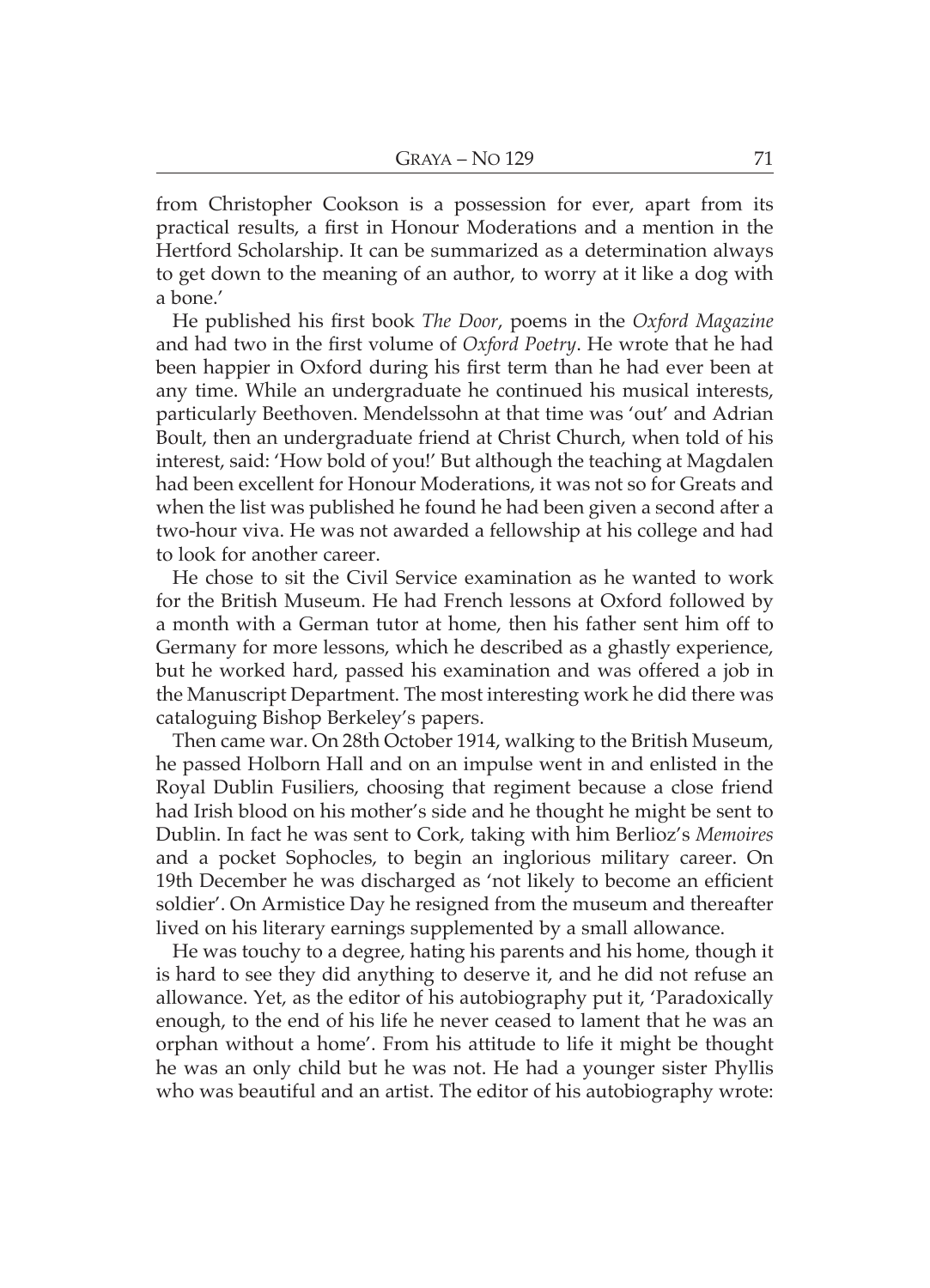from Christopher Cookson is a possession for ever, apart from its practical results, a first in Honour Moderations and a mention in the Hertford Scholarship. It can be summarized as a determination always to get down to the meaning of an author, to worry at it like a dog with a bone.'

He published his first book *The Door*, poems in the *Oxford Magazine* and had two in the first volume of *Oxford Poetry*. He wrote that he had been happier in Oxford during his first term than he had ever been at any time. While an undergraduate he continued his musical interests, particularly Beethoven. Mendelssohn at that time was 'out' and Adrian Boult, then an undergraduate friend at Christ Church, when told of his interest, said: 'How bold of you!' But although the teaching at Magdalen had been excellent for Honour Moderations, it was not so for Greats and when the list was published he found he had been given a second after a two-hour viva. He was not awarded a fellowship at his college and had to look for another career.

He chose to sit the Civil Service examination as he wanted to work for the British Museum. He had French lessons at Oxford followed by a month with a German tutor at home, then his father sent him off to Germany for more lessons, which he described as a ghastly experience, but he worked hard, passed his examination and was offered a job in the Manuscript Department. The most interesting work he did there was cataloguing Bishop Berkeley's papers.

Then came war. On 28th October 1914, walking to the British Museum, he passed Holborn Hall and on an impulse went in and enlisted in the Royal Dublin Fusiliers, choosing that regiment because a close friend had Irish blood on his mother's side and he thought he might be sent to Dublin. In fact he was sent to Cork, taking with him Berlioz's *Memoires* and a pocket Sophocles, to begin an inglorious military career. On 19th December he was discharged as 'not likely to become an efficient soldier'. On Armistice Day he resigned from the museum and thereafter lived on his literary earnings supplemented by a small allowance.

He was touchy to a degree, hating his parents and his home, though it is hard to see they did anything to deserve it, and he did not refuse an allowance. Yet, as the editor of his autobiography put it, 'Paradoxically enough, to the end of his life he never ceased to lament that he was an orphan without a home'. From his attitude to life it might be thought he was an only child but he was not. He had a younger sister Phyllis who was beautiful and an artist. The editor of his autobiography wrote: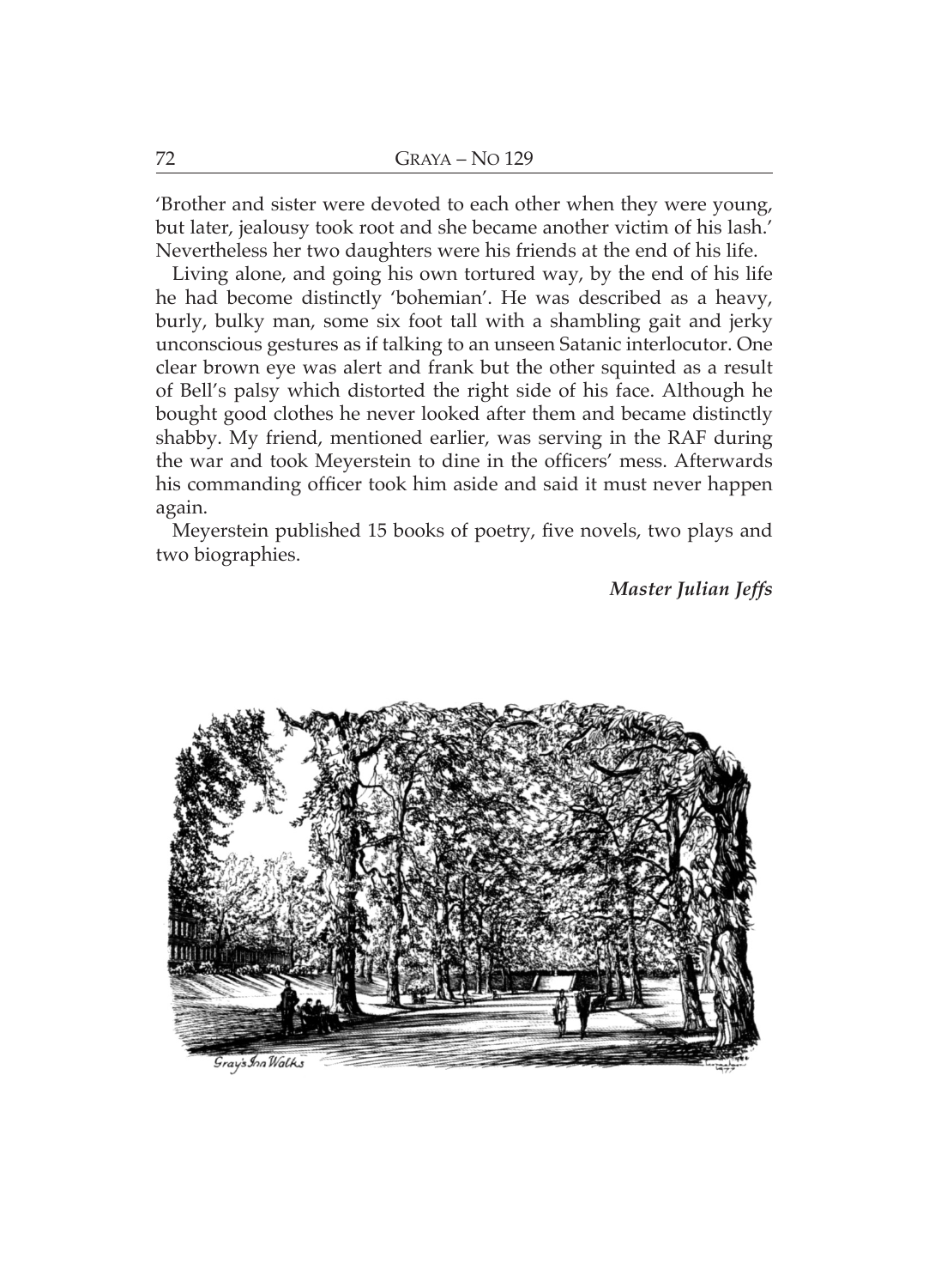'Brother and sister were devoted to each other when they were young, but later, jealousy took root and she became another victim of his lash.' Nevertheless her two daughters were his friends at the end of his life.

Living alone, and going his own tortured way, by the end of his life he had become distinctly 'bohemian'. He was described as a heavy, burly, bulky man, some six foot tall with a shambling gait and jerky unconscious gestures as if talking to an unseen Satanic interlocutor. One clear brown eye was alert and frank but the other squinted as a result of Bell's palsy which distorted the right side of his face. Although he bought good clothes he never looked after them and became distinctly shabby. My friend, mentioned earlier, was serving in the RAF during the war and took Meyerstein to dine in the officers' mess. Afterwards his commanding officer took him aside and said it must never happen again.

Meyerstein published 15 books of poetry, five novels, two plays and two biographies.

***Master Julian Jeffs***